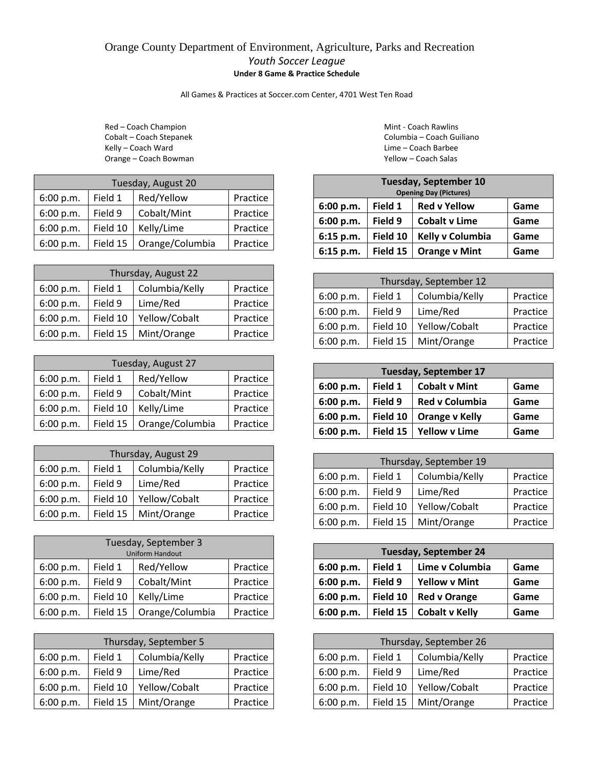# Orange County Department of Environment, Agriculture, Parks and Recreation

## *Youth Soccer League*

**Under 8 Game & Practice Schedule**

All Games & Practices at Soccer.com Center, 4701 West Ten Road

Red – Coach Champion
Cobalt – Coach Stepanek
Kelly – Coach Ward
Orange – Coach Bowman

Mint - Coach Rawlins
Columbia – Coach Guiliano
Lime – Coach Barbee
Yellow – Coach Salas

| Tuesday, August 20 | | | |
|---|---|---|---|
| 6:00 p.m. | Field 1 | Red/Yellow | Practice |
| 6:00 p.m. | Field 9 | Cobalt/Mint | Practice |
| 6:00 p.m. | Field 10 | Kelly/Lime | Practice |
| 6:00 p.m. | Field 15 | Orange/Columbia | Practice |

| Thursday, August 22 | | | |
|---|---|---|---|
| 6:00 p.m. | Field 1 | Columbia/Kelly | Practice |
| 6:00 p.m. | Field 9 | Lime/Red | Practice |
| 6:00 p.m. | Field 10 | Yellow/Cobalt | Practice |
| 6:00 p.m. | Field 15 | Mint/Orange | Practice |

| Tuesday, August 27 | | | |
|---|---|---|---|
| 6:00 p.m. | Field 1 | Red/Yellow | Practice |
| 6:00 p.m. | Field 9 | Cobalt/Mint | Practice |
| 6:00 p.m. | Field 10 | Kelly/Lime | Practice |
| 6:00 p.m. | Field 15 | Orange/Columbia | Practice |

| Thursday, August 29 | | | |
|---|---|---|---|
| 6:00 p.m. | Field 1 | Columbia/Kelly | Practice |
| 6:00 p.m. | Field 9 | Lime/Red | Practice |
| 6:00 p.m. | Field 10 | Yellow/Cobalt | Practice |
| 6:00 p.m. | Field 15 | Mint/Orange | Practice |

| Tuesday, September 3 (Uniform Handout) | | | |
|---|---|---|---|
| 6:00 p.m. | Field 1 | Red/Yellow | Practice |
| 6:00 p.m. | Field 9 | Cobalt/Mint | Practice |
| 6:00 p.m. | Field 10 | Kelly/Lime | Practice |
| 6:00 p.m. | Field 15 | Orange/Columbia | Practice |

| Thursday, September 5 | | | |
|---|---|---|---|
| 6:00 p.m. | Field 1 | Columbia/Kelly | Practice |
| 6:00 p.m. | Field 9 | Lime/Red | Practice |
| 6:00 p.m. | Field 10 | Yellow/Cobalt | Practice |
| 6:00 p.m. | Field 15 | Mint/Orange | Practice |

| **Tuesday, September 10** **Opening Day (Pictures)** | | | |
|---|---|---|---|
| **6:00 p.m.** | **Field 1** | **Red v Yellow** | **Game** |
| **6:00 p.m.** | **Field 9** | **Cobalt v Lime** | **Game** |
| **6:15 p.m.** | **Field 10** | **Kelly v Columbia** | **Game** |
| **6:15 p.m.** | **Field 15** | **Orange v Mint** | **Game** |

| Thursday, September 12 | | | |
|---|---|---|---|
| 6:00 p.m. | Field 1 | Columbia/Kelly | Practice |
| 6:00 p.m. | Field 9 | Lime/Red | Practice |
| 6:00 p.m. | Field 10 | Yellow/Cobalt | Practice |
| 6:00 p.m. | Field 15 | Mint/Orange | Practice |

| **Tuesday, September 17** | | | |
|---|---|---|---|
| **6:00 p.m.** | **Field 1** | **Cobalt v Mint** | **Game** |
| **6:00 p.m.** | **Field 9** | **Red v Columbia** | **Game** |
| **6:00 p.m.** | **Field 10** | **Orange v Kelly** | **Game** |
| **6:00 p.m.** | **Field 15** | **Yellow v Lime** | **Game** |

| Thursday, September 19 | | | |
|---|---|---|---|
| 6:00 p.m. | Field 1 | Columbia/Kelly | Practice |
| 6:00 p.m. | Field 9 | Lime/Red | Practice |
| 6:00 p.m. | Field 10 | Yellow/Cobalt | Practice |
| 6:00 p.m. | Field 15 | Mint/Orange | Practice |

| **Tuesday, September 24** | | | |
|---|---|---|---|
| **6:00 p.m.** | **Field 1** | **Lime v Columbia** | **Game** |
| **6:00 p.m.** | **Field 9** | **Yellow v Mint** | **Game** |
| **6:00 p.m.** | **Field 10** | **Red v Orange** | **Game** |
| **6:00 p.m.** | **Field 15** | **Cobalt v Kelly** | **Game** |

| Thursday, September 26 | | | |
|---|---|---|---|
| 6:00 p.m. | Field 1 | Columbia/Kelly | Practice |
| 6:00 p.m. | Field 9 | Lime/Red | Practice |
| 6:00 p.m. | Field 10 | Yellow/Cobalt | Practice |
| 6:00 p.m. | Field 15 | Mint/Orange | Practice |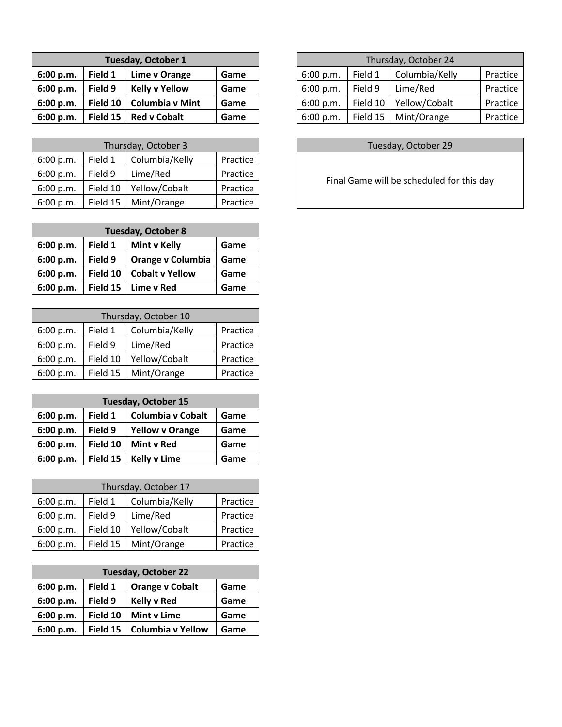| Tuesday, October 1 | | | |
|---|---|---|---|
| **6:00 p.m.** | **Field 1** | **Lime v Orange** | **Game** |
| **6:00 p.m.** | **Field 9** | **Kelly v Yellow** | **Game** |
| **6:00 p.m.** | **Field 10** | **Columbia v Mint** | **Game** |
| **6:00 p.m.** | **Field 15** | **Red v Cobalt** | **Game** |

| Thursday, October 3 | | | |
|---|---|---|---|
| 6:00 p.m. | Field 1 | Columbia/Kelly | Practice |
| 6:00 p.m. | Field 9 | Lime/Red | Practice |
| 6:00 p.m. | Field 10 | Yellow/Cobalt | Practice |
| 6:00 p.m. | Field 15 | Mint/Orange | Practice |

| Tuesday, October 8 | | | |
|---|---|---|---|
| **6:00 p.m.** | **Field 1** | **Mint v Kelly** | **Game** |
| **6:00 p.m.** | **Field 9** | **Orange v Columbia** | **Game** |
| **6:00 p.m.** | **Field 10** | **Cobalt v Yellow** | **Game** |
| **6:00 p.m.** | **Field 15** | **Lime v Red** | **Game** |

| Thursday, October 10 | | | |
|---|---|---|---|
| 6:00 p.m. | Field 1 | Columbia/Kelly | Practice |
| 6:00 p.m. | Field 9 | Lime/Red | Practice |
| 6:00 p.m. | Field 10 | Yellow/Cobalt | Practice |
| 6:00 p.m. | Field 15 | Mint/Orange | Practice |

| Tuesday, October 15 | | | |
|---|---|---|---|
| **6:00 p.m.** | **Field 1** | **Columbia v Cobalt** | **Game** |
| **6:00 p.m.** | **Field 9** | **Yellow v Orange** | **Game** |
| **6:00 p.m.** | **Field 10** | **Mint v Red** | **Game** |
| **6:00 p.m.** | **Field 15** | **Kelly v Lime** | **Game** |

| Thursday, October 17 | | | |
|---|---|---|---|
| 6:00 p.m. | Field 1 | Columbia/Kelly | Practice |
| 6:00 p.m. | Field 9 | Lime/Red | Practice |
| 6:00 p.m. | Field 10 | Yellow/Cobalt | Practice |
| 6:00 p.m. | Field 15 | Mint/Orange | Practice |

| Tuesday, October 22 | | | |
|---|---|---|---|
| **6:00 p.m.** | **Field 1** | **Orange v Cobalt** | **Game** |
| **6:00 p.m.** | **Field 9** | **Kelly v Red** | **Game** |
| **6:00 p.m.** | **Field 10** | **Mint v Lime** | **Game** |
| **6:00 p.m.** | **Field 15** | **Columbia v Yellow** | **Game** |

| Thursday, October 24 | | | |
|---|---|---|---|
| 6:00 p.m. | Field 1 | Columbia/Kelly | Practice |
| 6:00 p.m. | Field 9 | Lime/Red | Practice |
| 6:00 p.m. | Field 10 | Yellow/Cobalt | Practice |
| 6:00 p.m. | Field 15 | Mint/Orange | Practice |

| Tuesday, October 29 |
|---|
| Final Game will be scheduled for this day |